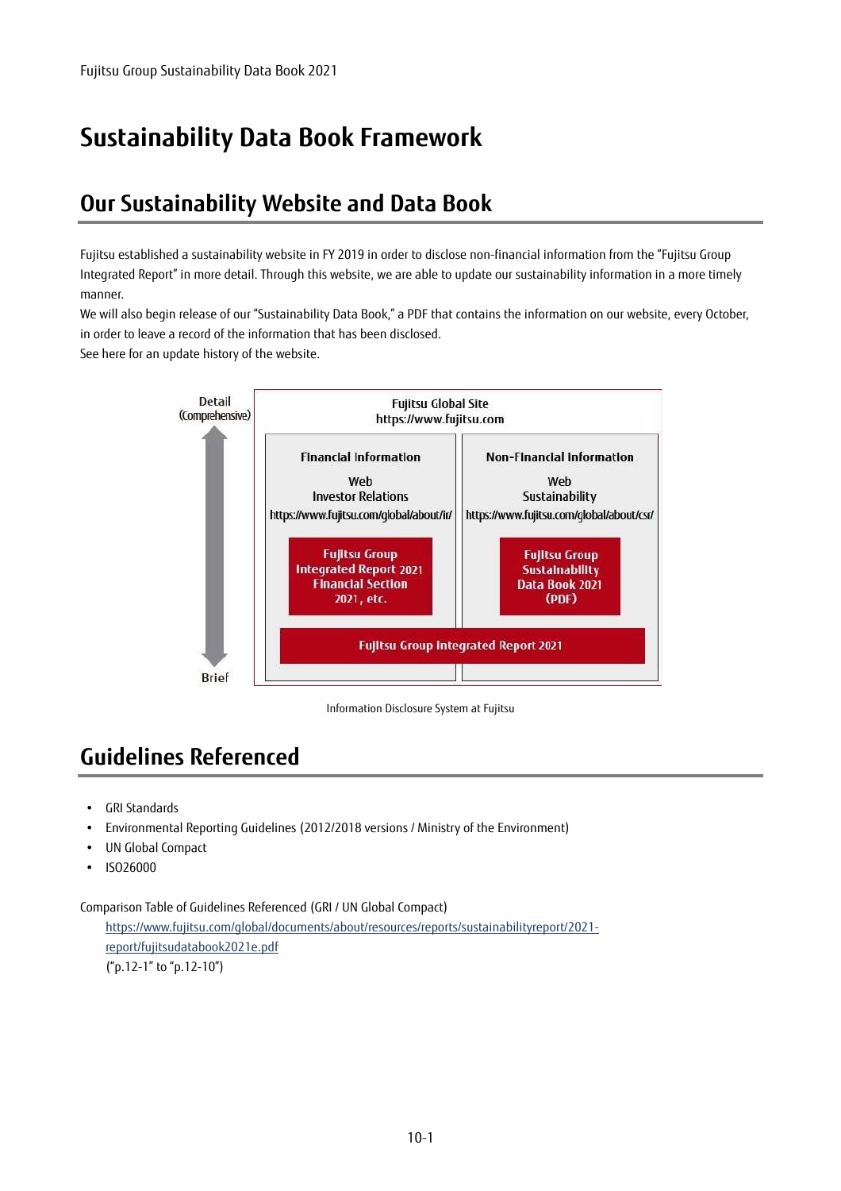# Sustainability Data Book Framework

## Our Sustainability Website and Data Book

Fujitsu established a sustainability website in FY 2019 in order to disclose non-financial information from the "Fujitsu Group Integrated Report" in more detail. Through this website, we are able to update our sustainability information in a more timely manner.
We will also begin release of our "Sustainability Data Book," a PDF that contains the information on our website, every October, in order to leave a record of the information that has been disclosed.
See here for an update history of the website.

Detail (Comprehensive)

Fujitsu Global Site
https://www.fujitsu.com

| Financial Information | Non-Financial Information |
| --- | --- |
| Web<br>Investor Relations<br>https://www.fujitsu.com/global/about/ir/ | Web<br>Sustainability<br>https://www.fujitsu.com/global/about/csr/ |
| Fujitsu Group Integrated Report 2021 Financial Section 2021, etc. | Fujitsu Group Sustainability Data Book 2021 (PDF) |
| Fujitsu Group Integrated Report 2021 | |

Brief

Information Disclosure System at Fujitsu

## Guidelines Referenced

- GRI Standards
- Environmental Reporting Guidelines (2012/2018 versions / Ministry of the Environment)
- UN Global Compact
- ISO26000

Comparison Table of Guidelines Referenced (GRI / UN Global Compact)
https://www.fujitsu.com/global/documents/about/resources/reports/sustainabilityreport/2021-report/fujitsudatabook2021e.pdf
("p.12-1" to "p.12-10")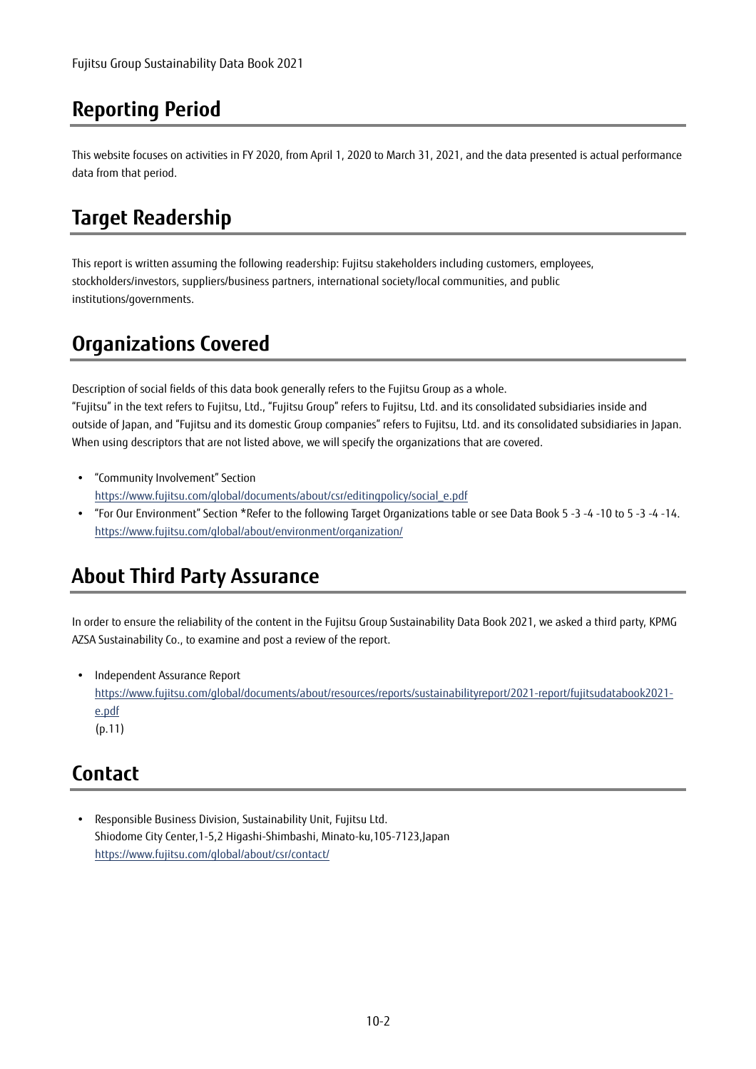## Reporting Period

This website focuses on activities in FY 2020, from April 1, 2020 to March 31, 2021, and the data presented is actual performance data from that period.

## Target Readership

This report is written assuming the following readership: Fujitsu stakeholders including customers, employees, stockholders/investors, suppliers/business partners, international society/local communities, and public institutions/governments.

## Organizations Covered

Description of social fields of this data book generally refers to the Fujitsu Group as a whole.
"Fujitsu" in the text refers to Fujitsu, Ltd., "Fujitsu Group" refers to Fujitsu, Ltd. and its consolidated subsidiaries inside and outside of Japan, and "Fujitsu and its domestic Group companies" refers to Fujitsu, Ltd. and its consolidated subsidiaries in Japan. When using descriptors that are not listed above, we will specify the organizations that are covered.

- "Community Involvement" Section
  https://www.fujitsu.com/global/documents/about/csr/editingpolicy/social_e.pdf
- "For Our Environment" Section *Refer to the following Target Organizations table or see Data Book 5 -3 -4 -10 to 5 -3 -4 -14.
  https://www.fujitsu.com/global/about/environment/organization/

## About Third Party Assurance

In order to ensure the reliability of the content in the Fujitsu Group Sustainability Data Book 2021, we asked a third party, KPMG AZSA Sustainability Co., to examine and post a review of the report.

- Independent Assurance Report
  https://www.fujitsu.com/global/documents/about/resources/reports/sustainabilityreport/2021-report/fujitsudatabook2021-e.pdf
  (p.11)

## Contact

- Responsible Business Division, Sustainability Unit, Fujitsu Ltd.
  Shiodome City Center,1-5,2 Higashi-Shimbashi, Minato-ku,105-7123,Japan
  https://www.fujitsu.com/global/about/csr/contact/